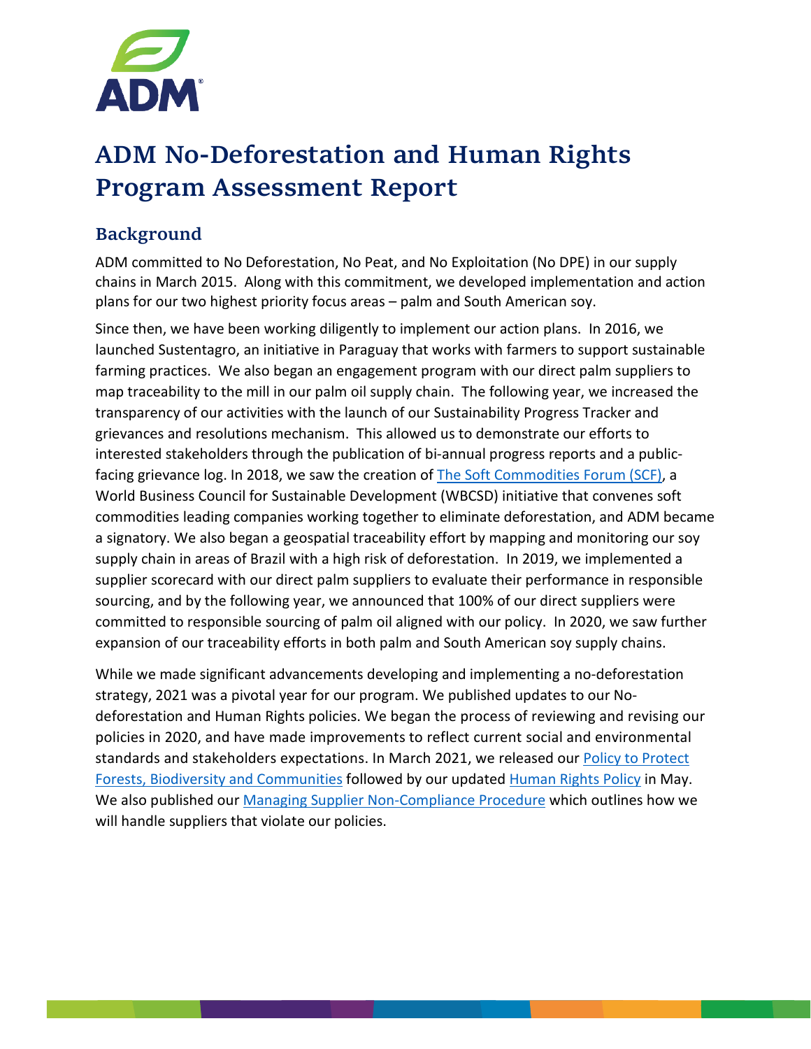# ADM No-Deforestation and Human Rights Program Assessment Report

## Background

ADM committed to No Deforestation, No Peat, and No Exploitation (No DPE) in our supply chains in March 2015. Along with this commitment, we developed implementation and action plans for our two highest priority focus areas – palm and South American soy.

Since then, we have been working diligently to implement our action plans. In 2016, we launched Sustentagro, an initiative in Paraguay that works with farmers to support sustainable farming practices. We also began an engagement program with our direct palm suppliers to map traceability to the mill in our palm oil supply chain. The following year, we increased the transparency of our activities with the launch of our Sustainability Progress Tracker and grievances and resolutions mechanism. This allowed us to demonstrate our efforts to interested stakeholders through the publication of bi-annual progress reports and a public-facing grievance log. In 2018, we saw the creation of The Soft Commodities Forum (SCF), a World Business Council for Sustainable Development (WBCSD) initiative that convenes soft commodities leading companies working together to eliminate deforestation, and ADM became a signatory. We also began a geospatial traceability effort by mapping and monitoring our soy supply chain in areas of Brazil with a high risk of deforestation. In 2019, we implemented a supplier scorecard with our direct palm suppliers to evaluate their performance in responsible sourcing, and by the following year, we announced that 100% of our direct suppliers were committed to responsible sourcing of palm oil aligned with our policy. In 2020, we saw further expansion of our traceability efforts in both palm and South American soy supply chains.

While we made significant advancements developing and implementing a no-deforestation strategy, 2021 was a pivotal year for our program. We published updates to our No-deforestation and Human Rights policies. We began the process of reviewing and revising our policies in 2020, and have made improvements to reflect current social and environmental standards and stakeholders expectations. In March 2021, we released our Policy to Protect Forests, Biodiversity and Communities followed by our updated Human Rights Policy in May. We also published our Managing Supplier Non-Compliance Procedure which outlines how we will handle suppliers that violate our policies.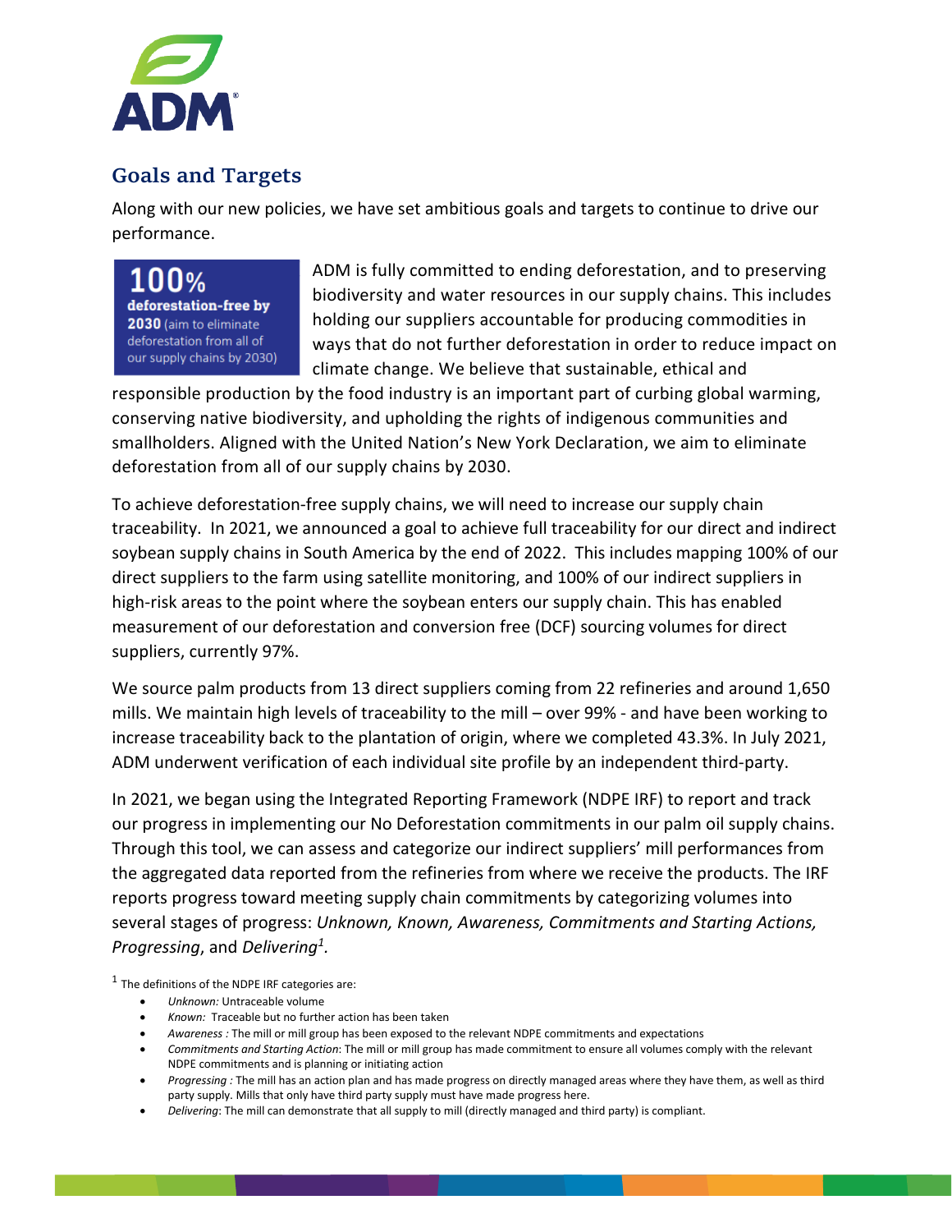## Goals and Targets

Along with our new policies, we have set ambitious goals and targets to continue to drive our performance.

**100%**
**deforestation-free by 2030** (aim to eliminate deforestation from all of our supply chains by 2030)

ADM is fully committed to ending deforestation, and to preserving biodiversity and water resources in our supply chains. This includes holding our suppliers accountable for producing commodities in ways that do not further deforestation in order to reduce impact on climate change. We believe that sustainable, ethical and responsible production by the food industry is an important part of curbing global warming, conserving native biodiversity, and upholding the rights of indigenous communities and smallholders. Aligned with the United Nation's New York Declaration, we aim to eliminate deforestation from all of our supply chains by 2030.

To achieve deforestation-free supply chains, we will need to increase our supply chain traceability. In 2021, we announced a goal to achieve full traceability for our direct and indirect soybean supply chains in South America by the end of 2022. This includes mapping 100% of our direct suppliers to the farm using satellite monitoring, and 100% of our indirect suppliers in high-risk areas to the point where the soybean enters our supply chain. This has enabled measurement of our deforestation and conversion free (DCF) sourcing volumes for direct suppliers, currently 97%.

We source palm products from 13 direct suppliers coming from 22 refineries and around 1,650 mills. We maintain high levels of traceability to the mill – over 99% - and have been working to increase traceability back to the plantation of origin, where we completed 43.3%. In July 2021, ADM underwent verification of each individual site profile by an independent third-party.

In 2021, we began using the Integrated Reporting Framework (NDPE IRF) to report and track our progress in implementing our No Deforestation commitments in our palm oil supply chains. Through this tool, we can assess and categorize our indirect suppliers' mill performances from the aggregated data reported from the refineries from where we receive the products. The IRF reports progress toward meeting supply chain commitments by categorizing volumes into several stages of progress: *Unknown, Known, Awareness, Commitments and Starting Actions, Progressing*, and *Delivering*[1].

[1] The definitions of the NDPE IRF categories are:

- *Unknown:* Untraceable volume
- *Known:* Traceable but no further action has been taken
- *Awareness :* The mill or mill group has been exposed to the relevant NDPE commitments and expectations
- *Commitments and Starting Action*: The mill or mill group has made commitment to ensure all volumes comply with the relevant NDPE commitments and is planning or initiating action
- *Progressing :* The mill has an action plan and has made progress on directly managed areas where they have them, as well as third party supply. Mills that only have third party supply must have made progress here.
- *Delivering*: The mill can demonstrate that all supply to mill (directly managed and third party) is compliant.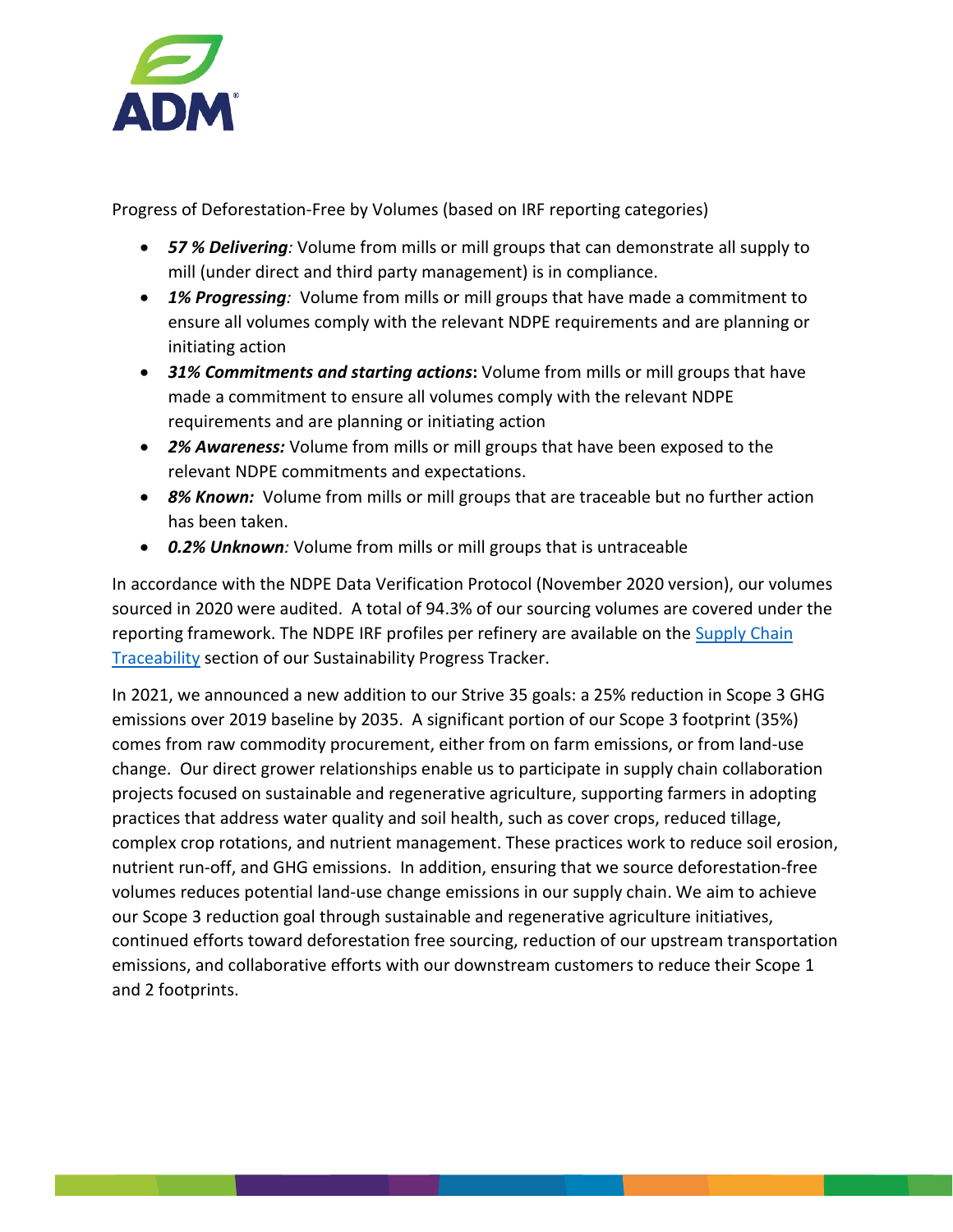Progress of Deforestation-Free by Volumes (based on IRF reporting categories)

- ***57 % Delivering**:* Volume from mills or mill groups that can demonstrate all supply to mill (under direct and third party management) is in compliance.
- ***1% Progressing**:* Volume from mills or mill groups that have made a commitment to ensure all volumes comply with the relevant NDPE requirements and are planning or initiating action
- ***31% Commitments and starting actions*:** Volume from mills or mill groups that have made a commitment to ensure all volumes comply with the relevant NDPE requirements and are planning or initiating action
- ***2% Awareness:*** Volume from mills or mill groups that have been exposed to the relevant NDPE commitments and expectations.
- ***8% Known:*** Volume from mills or mill groups that are traceable but no further action has been taken.
- ***0.2% Unknown**:* Volume from mills or mill groups that is untraceable

In accordance with the NDPE Data Verification Protocol (November 2020 version), our volumes sourced in 2020 were audited. A total of 94.3% of our sourcing volumes are covered under the reporting framework. The NDPE IRF profiles per refinery are available on the Supply Chain Traceability section of our Sustainability Progress Tracker.

In 2021, we announced a new addition to our Strive 35 goals: a 25% reduction in Scope 3 GHG emissions over 2019 baseline by 2035. A significant portion of our Scope 3 footprint (35%) comes from raw commodity procurement, either from on farm emissions, or from land-use change. Our direct grower relationships enable us to participate in supply chain collaboration projects focused on sustainable and regenerative agriculture, supporting farmers in adopting practices that address water quality and soil health, such as cover crops, reduced tillage, complex crop rotations, and nutrient management. These practices work to reduce soil erosion, nutrient run-off, and GHG emissions. In addition, ensuring that we source deforestation-free volumes reduces potential land-use change emissions in our supply chain. We aim to achieve our Scope 3 reduction goal through sustainable and regenerative agriculture initiatives, continued efforts toward deforestation free sourcing, reduction of our upstream transportation emissions, and collaborative efforts with our downstream customers to reduce their Scope 1 and 2 footprints.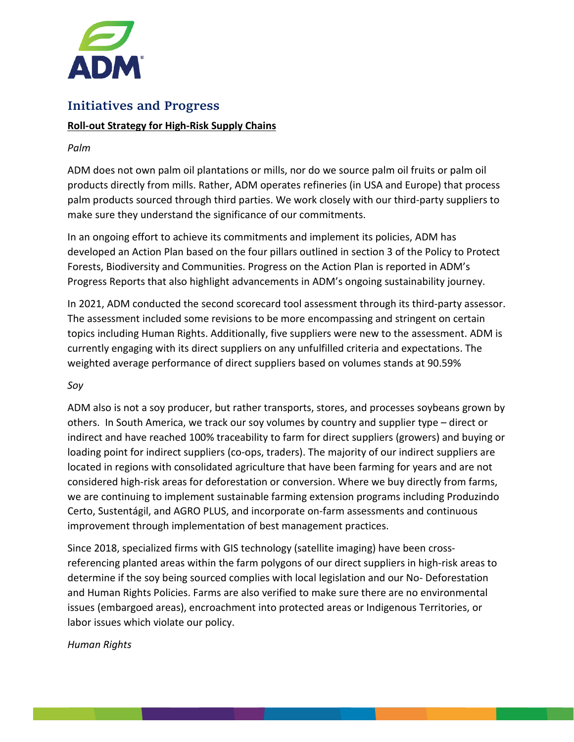## Initiatives and Progress

**Roll-out Strategy for High-Risk Supply Chains**

*Palm*

ADM does not own palm oil plantations or mills, nor do we source palm oil fruits or palm oil products directly from mills. Rather, ADM operates refineries (in USA and Europe) that process palm products sourced through third parties. We work closely with our third-party suppliers to make sure they understand the significance of our commitments.

In an ongoing effort to achieve its commitments and implement its policies, ADM has developed an Action Plan based on the four pillars outlined in section 3 of the Policy to Protect Forests, Biodiversity and Communities. Progress on the Action Plan is reported in ADM's Progress Reports that also highlight advancements in ADM's ongoing sustainability journey.

In 2021, ADM conducted the second scorecard tool assessment through its third-party assessor. The assessment included some revisions to be more encompassing and stringent on certain topics including Human Rights. Additionally, five suppliers were new to the assessment. ADM is currently engaging with its direct suppliers on any unfulfilled criteria and expectations. The weighted average performance of direct suppliers based on volumes stands at 90.59%

*Soy*

ADM also is not a soy producer, but rather transports, stores, and processes soybeans grown by others. In South America, we track our soy volumes by country and supplier type – direct or indirect and have reached 100% traceability to farm for direct suppliers (growers) and buying or loading point for indirect suppliers (co-ops, traders). The majority of our indirect suppliers are located in regions with consolidated agriculture that have been farming for years and are not considered high-risk areas for deforestation or conversion. Where we buy directly from farms, we are continuing to implement sustainable farming extension programs including Produzindo Certo, Sustentágil, and AGRO PLUS, and incorporate on-farm assessments and continuous improvement through implementation of best management practices.

Since 2018, specialized firms with GIS technology (satellite imaging) have been cross-referencing planted areas within the farm polygons of our direct suppliers in high-risk areas to determine if the soy being sourced complies with local legislation and our No- Deforestation and Human Rights Policies. Farms are also verified to make sure there are no environmental issues (embargoed areas), encroachment into protected areas or Indigenous Territories, or labor issues which violate our policy.

*Human Rights*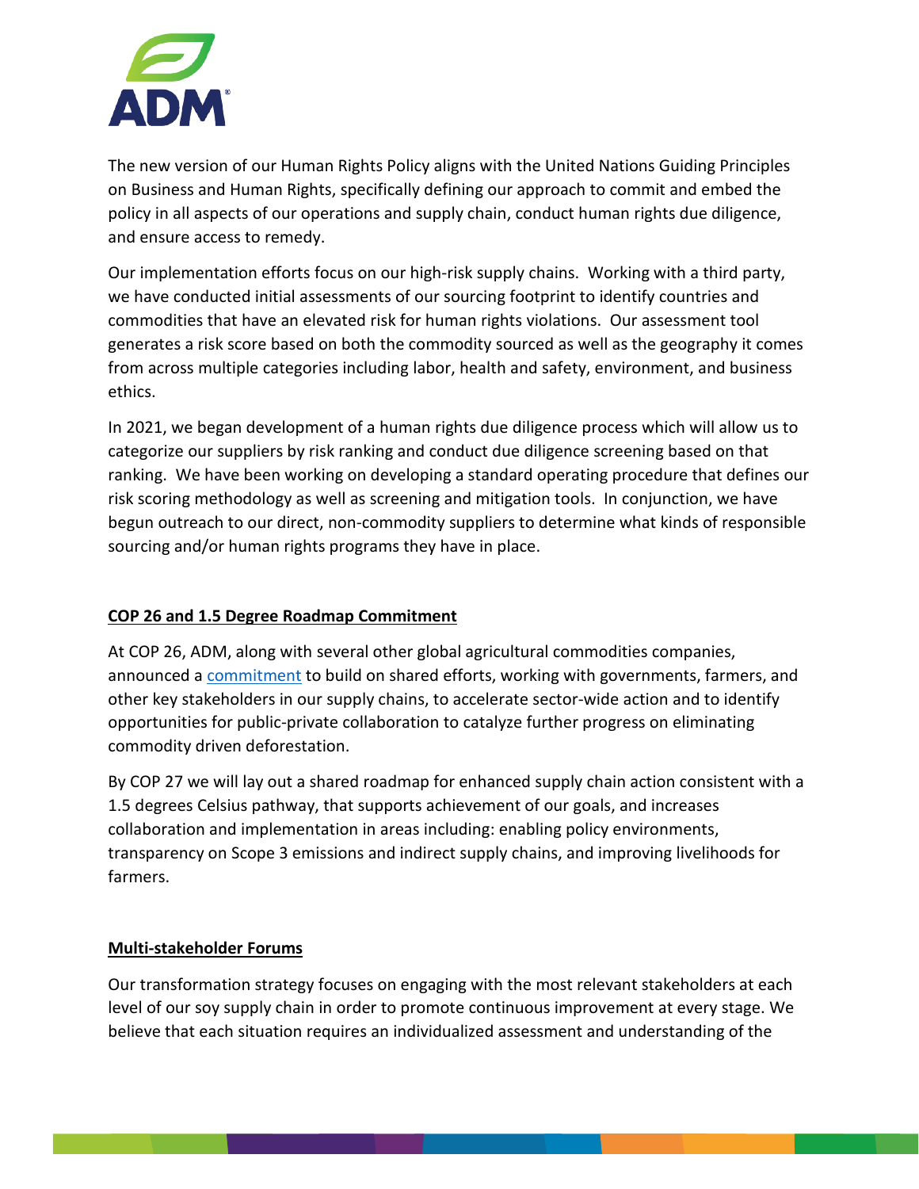The new version of our Human Rights Policy aligns with the United Nations Guiding Principles on Business and Human Rights, specifically defining our approach to commit and embed the policy in all aspects of our operations and supply chain, conduct human rights due diligence, and ensure access to remedy.

Our implementation efforts focus on our high-risk supply chains. Working with a third party, we have conducted initial assessments of our sourcing footprint to identify countries and commodities that have an elevated risk for human rights violations. Our assessment tool generates a risk score based on both the commodity sourced as well as the geography it comes from across multiple categories including labor, health and safety, environment, and business ethics.

In 2021, we began development of a human rights due diligence process which will allow us to categorize our suppliers by risk ranking and conduct due diligence screening based on that ranking. We have been working on developing a standard operating procedure that defines our risk scoring methodology as well as screening and mitigation tools. In conjunction, we have begun outreach to our direct, non-commodity suppliers to determine what kinds of responsible sourcing and/or human rights programs they have in place.

## COP 26 and 1.5 Degree Roadmap Commitment

At COP 26, ADM, along with several other global agricultural commodities companies, announced a commitment to build on shared efforts, working with governments, farmers, and other key stakeholders in our supply chains, to accelerate sector-wide action and to identify opportunities for public-private collaboration to catalyze further progress on eliminating commodity driven deforestation.

By COP 27 we will lay out a shared roadmap for enhanced supply chain action consistent with a 1.5 degrees Celsius pathway, that supports achievement of our goals, and increases collaboration and implementation in areas including: enabling policy environments, transparency on Scope 3 emissions and indirect supply chains, and improving livelihoods for farmers.

## Multi-stakeholder Forums

Our transformation strategy focuses on engaging with the most relevant stakeholders at each level of our soy supply chain in order to promote continuous improvement at every stage. We believe that each situation requires an individualized assessment and understanding of the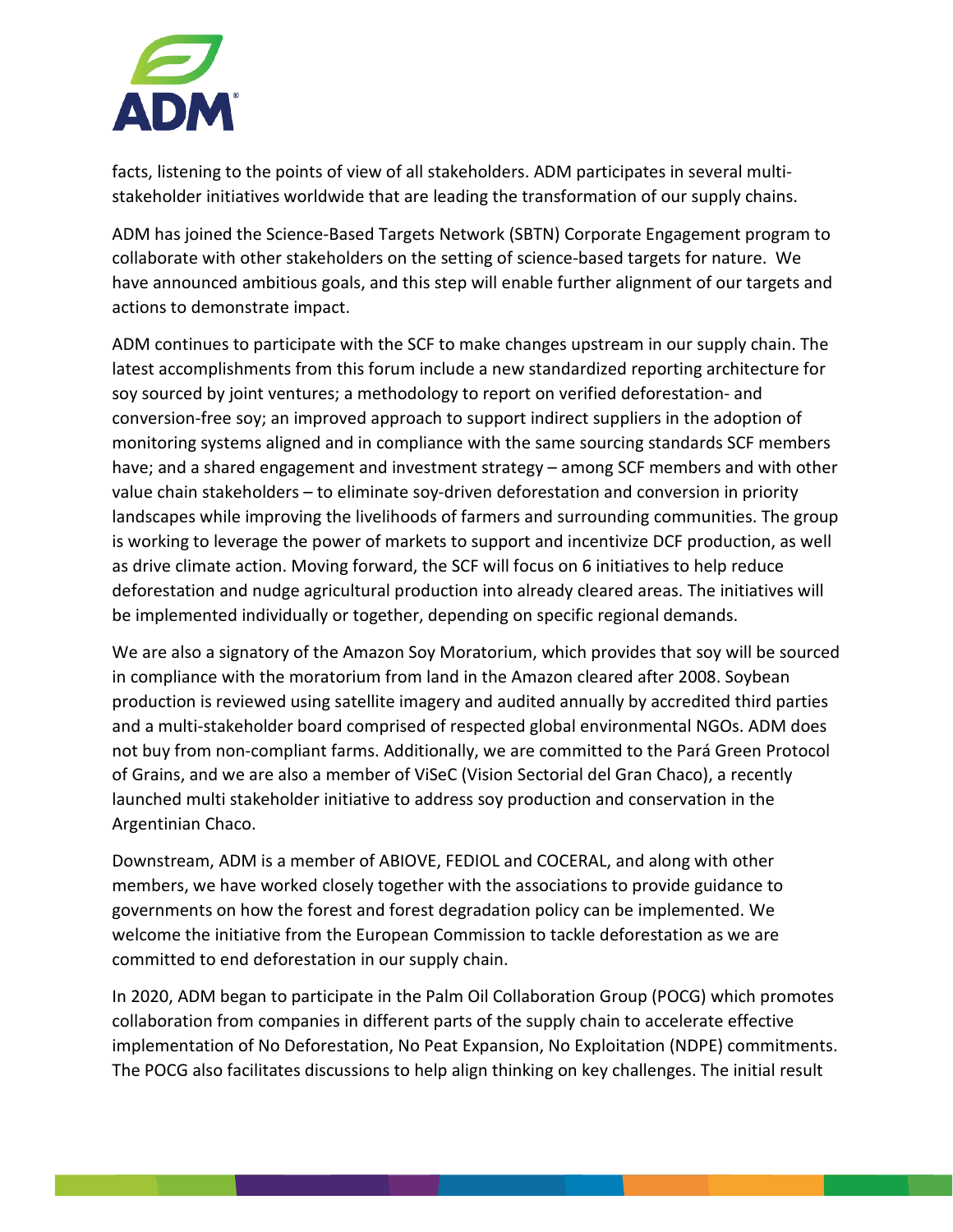facts, listening to the points of view of all stakeholders. ADM participates in several multi-stakeholder initiatives worldwide that are leading the transformation of our supply chains.

ADM has joined the Science-Based Targets Network (SBTN) Corporate Engagement program to collaborate with other stakeholders on the setting of science-based targets for nature. We have announced ambitious goals, and this step will enable further alignment of our targets and actions to demonstrate impact.

ADM continues to participate with the SCF to make changes upstream in our supply chain. The latest accomplishments from this forum include a new standardized reporting architecture for soy sourced by joint ventures; a methodology to report on verified deforestation- and conversion-free soy; an improved approach to support indirect suppliers in the adoption of monitoring systems aligned and in compliance with the same sourcing standards SCF members have; and a shared engagement and investment strategy – among SCF members and with other value chain stakeholders – to eliminate soy-driven deforestation and conversion in priority landscapes while improving the livelihoods of farmers and surrounding communities. The group is working to leverage the power of markets to support and incentivize DCF production, as well as drive climate action. Moving forward, the SCF will focus on 6 initiatives to help reduce deforestation and nudge agricultural production into already cleared areas. The initiatives will be implemented individually or together, depending on specific regional demands.

We are also a signatory of the Amazon Soy Moratorium, which provides that soy will be sourced in compliance with the moratorium from land in the Amazon cleared after 2008. Soybean production is reviewed using satellite imagery and audited annually by accredited third parties and a multi-stakeholder board comprised of respected global environmental NGOs. ADM does not buy from non-compliant farms. Additionally, we are committed to the Pará Green Protocol of Grains, and we are also a member of ViSeC (Vision Sectorial del Gran Chaco), a recently launched multi stakeholder initiative to address soy production and conservation in the Argentinian Chaco.

Downstream, ADM is a member of ABIOVE, FEDIOL and COCERAL, and along with other members, we have worked closely together with the associations to provide guidance to governments on how the forest and forest degradation policy can be implemented. We welcome the initiative from the European Commission to tackle deforestation as we are committed to end deforestation in our supply chain.

In 2020, ADM began to participate in the Palm Oil Collaboration Group (POCG) which promotes collaboration from companies in different parts of the supply chain to accelerate effective implementation of No Deforestation, No Peat Expansion, No Exploitation (NDPE) commitments. The POCG also facilitates discussions to help align thinking on key challenges. The initial result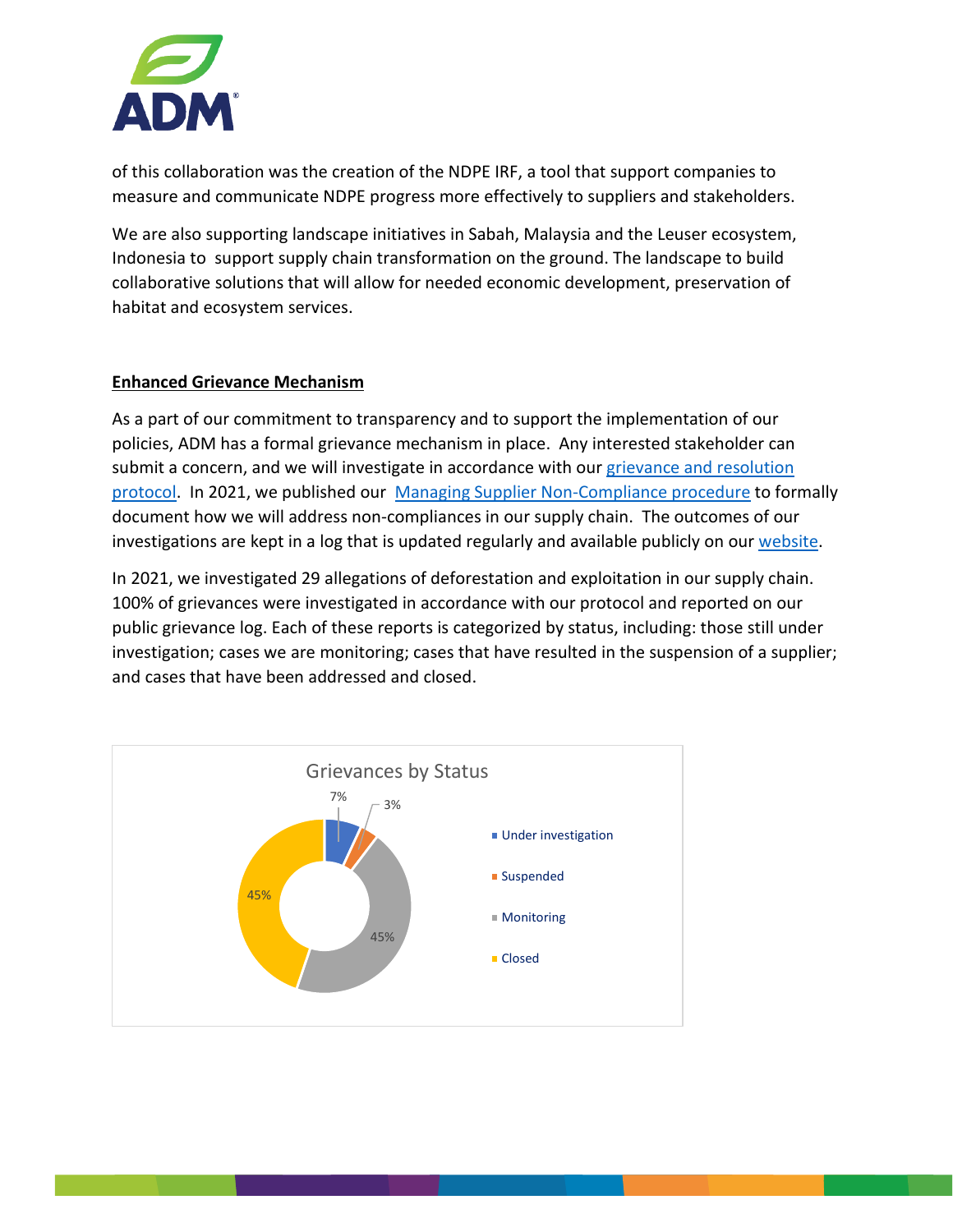of this collaboration was the creation of the NDPE IRF, a tool that support companies to measure and communicate NDPE progress more effectively to suppliers and stakeholders.

We are also supporting landscape initiatives in Sabah, Malaysia and the Leuser ecosystem, Indonesia to support supply chain transformation on the ground. The landscape to build collaborative solutions that will allow for needed economic development, preservation of habitat and ecosystem services.

## Enhanced Grievance Mechanism

As a part of our commitment to transparency and to support the implementation of our policies, ADM has a formal grievance mechanism in place. Any interested stakeholder can submit a concern, and we will investigate in accordance with our grievance and resolution protocol. In 2021, we published our Managing Supplier Non-Compliance procedure to formally document how we will address non-compliances in our supply chain. The outcomes of our investigations are kept in a log that is updated regularly and available publicly on our website.

In 2021, we investigated 29 allegations of deforestation and exploitation in our supply chain. 100% of grievances were investigated in accordance with our protocol and reported on our public grievance log. Each of these reports is categorized by status, including: those still under investigation; cases we are monitoring; cases that have resulted in the suspension of a supplier; and cases that have been addressed and closed.

**Grievances by Status**

| Status | Share |
|---|---|
| Under investigation | 7% |
| Suspended | 3% |
| Monitoring | 45% |
| Closed | 45% |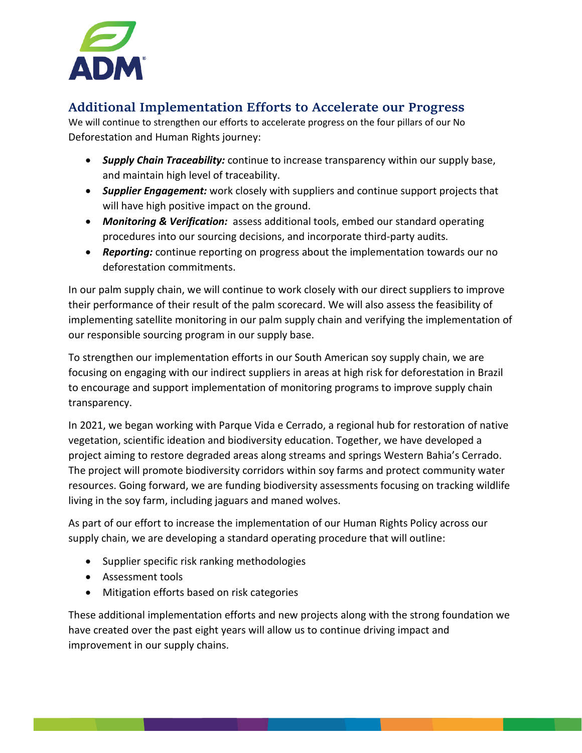## Additional Implementation Efforts to Accelerate our Progress

We will continue to strengthen our efforts to accelerate progress on the four pillars of our No Deforestation and Human Rights journey:

- ***Supply Chain Traceability:*** continue to increase transparency within our supply base, and maintain high level of traceability.
- ***Supplier Engagement:*** work closely with suppliers and continue support projects that will have high positive impact on the ground.
- ***Monitoring & Verification:*** assess additional tools, embed our standard operating procedures into our sourcing decisions, and incorporate third-party audits.
- ***Reporting:*** continue reporting on progress about the implementation towards our no deforestation commitments.

In our palm supply chain, we will continue to work closely with our direct suppliers to improve their performance of their result of the palm scorecard. We will also assess the feasibility of implementing satellite monitoring in our palm supply chain and verifying the implementation of our responsible sourcing program in our supply base.

To strengthen our implementation efforts in our South American soy supply chain, we are focusing on engaging with our indirect suppliers in areas at high risk for deforestation in Brazil to encourage and support implementation of monitoring programs to improve supply chain transparency.

In 2021, we began working with Parque Vida e Cerrado, a regional hub for restoration of native vegetation, scientific ideation and biodiversity education. Together, we have developed a project aiming to restore degraded areas along streams and springs Western Bahia's Cerrado. The project will promote biodiversity corridors within soy farms and protect community water resources. Going forward, we are funding biodiversity assessments focusing on tracking wildlife living in the soy farm, including jaguars and maned wolves.

As part of our effort to increase the implementation of our Human Rights Policy across our supply chain, we are developing a standard operating procedure that will outline:

- Supplier specific risk ranking methodologies
- Assessment tools
- Mitigation efforts based on risk categories

These additional implementation efforts and new projects along with the strong foundation we have created over the past eight years will allow us to continue driving impact and improvement in our supply chains.